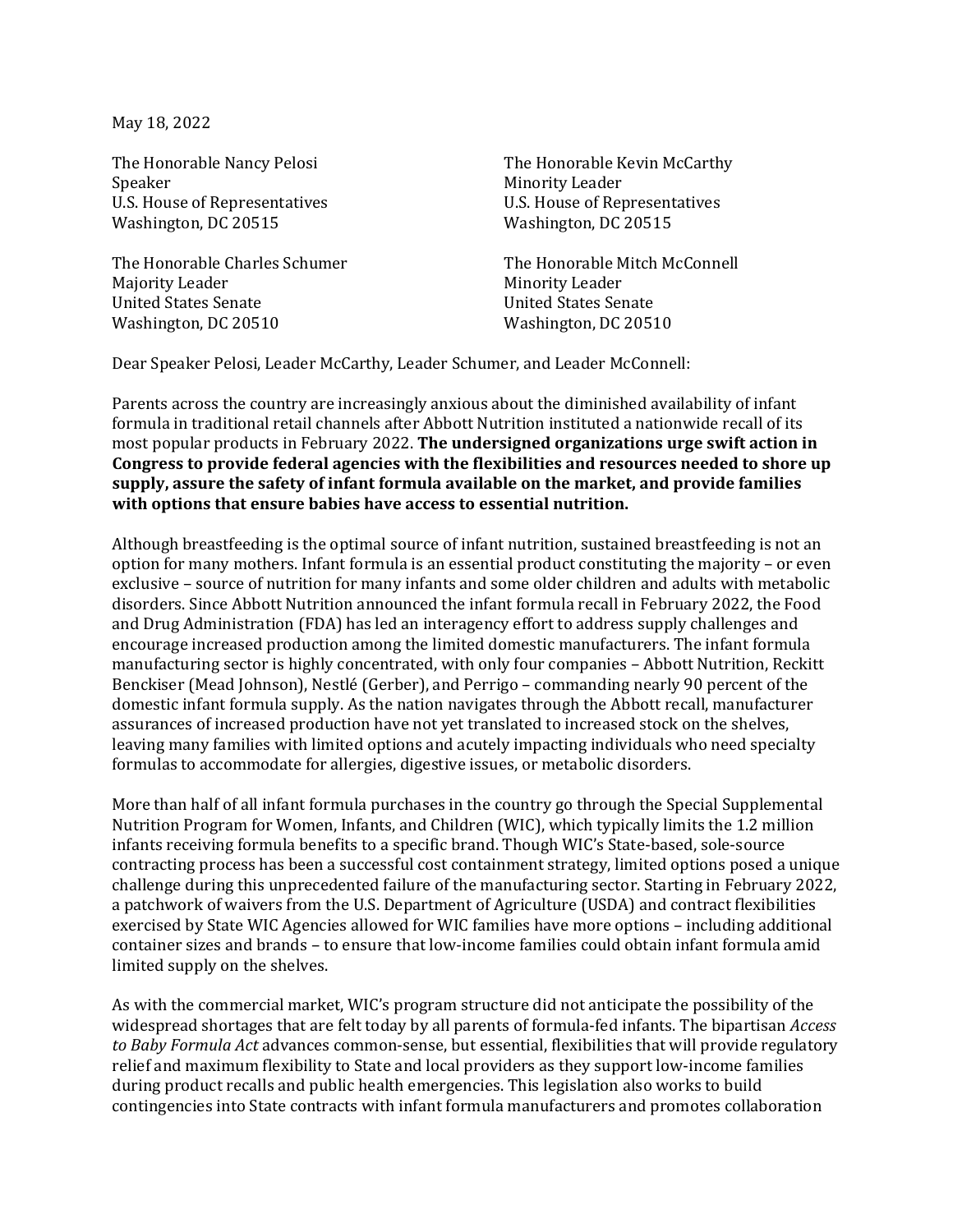May 18, 2022

The Honorable Nancy Pelosi
Speaker
U.S. House of Representatives
Washington, DC 20515

The Honorable Kevin McCarthy
Minority Leader
U.S. House of Representatives
Washington, DC 20515

The Honorable Charles Schumer
Majority Leader
United States Senate
Washington, DC 20510

The Honorable Mitch McConnell
Minority Leader
United States Senate
Washington, DC 20510

Dear Speaker Pelosi, Leader McCarthy, Leader Schumer, and Leader McConnell:

Parents across the country are increasingly anxious about the diminished availability of infant formula in traditional retail channels after Abbott Nutrition instituted a nationwide recall of its most popular products in February 2022. **The undersigned organizations urge swift action in Congress to provide federal agencies with the flexibilities and resources needed to shore up supply, assure the safety of infant formula available on the market, and provide families with options that ensure babies have access to essential nutrition.**

Although breastfeeding is the optimal source of infant nutrition, sustained breastfeeding is not an option for many mothers. Infant formula is an essential product constituting the majority – or even exclusive – source of nutrition for many infants and some older children and adults with metabolic disorders. Since Abbott Nutrition announced the infant formula recall in February 2022, the Food and Drug Administration (FDA) has led an interagency effort to address supply challenges and encourage increased production among the limited domestic manufacturers. The infant formula manufacturing sector is highly concentrated, with only four companies – Abbott Nutrition, Reckitt Benckiser (Mead Johnson), Nestlé (Gerber), and Perrigo – commanding nearly 90 percent of the domestic infant formula supply. As the nation navigates through the Abbott recall, manufacturer assurances of increased production have not yet translated to increased stock on the shelves, leaving many families with limited options and acutely impacting individuals who need specialty formulas to accommodate for allergies, digestive issues, or metabolic disorders.

More than half of all infant formula purchases in the country go through the Special Supplemental Nutrition Program for Women, Infants, and Children (WIC), which typically limits the 1.2 million infants receiving formula benefits to a specific brand. Though WIC's State-based, sole-source contracting process has been a successful cost containment strategy, limited options posed a unique challenge during this unprecedented failure of the manufacturing sector. Starting in February 2022, a patchwork of waivers from the U.S. Department of Agriculture (USDA) and contract flexibilities exercised by State WIC Agencies allowed for WIC families have more options – including additional container sizes and brands – to ensure that low-income families could obtain infant formula amid limited supply on the shelves.

As with the commercial market, WIC's program structure did not anticipate the possibility of the widespread shortages that are felt today by all parents of formula-fed infants. The bipartisan *Access to Baby Formula Act* advances common-sense, but essential, flexibilities that will provide regulatory relief and maximum flexibility to State and local providers as they support low-income families during product recalls and public health emergencies. This legislation also works to build contingencies into State contracts with infant formula manufacturers and promotes collaboration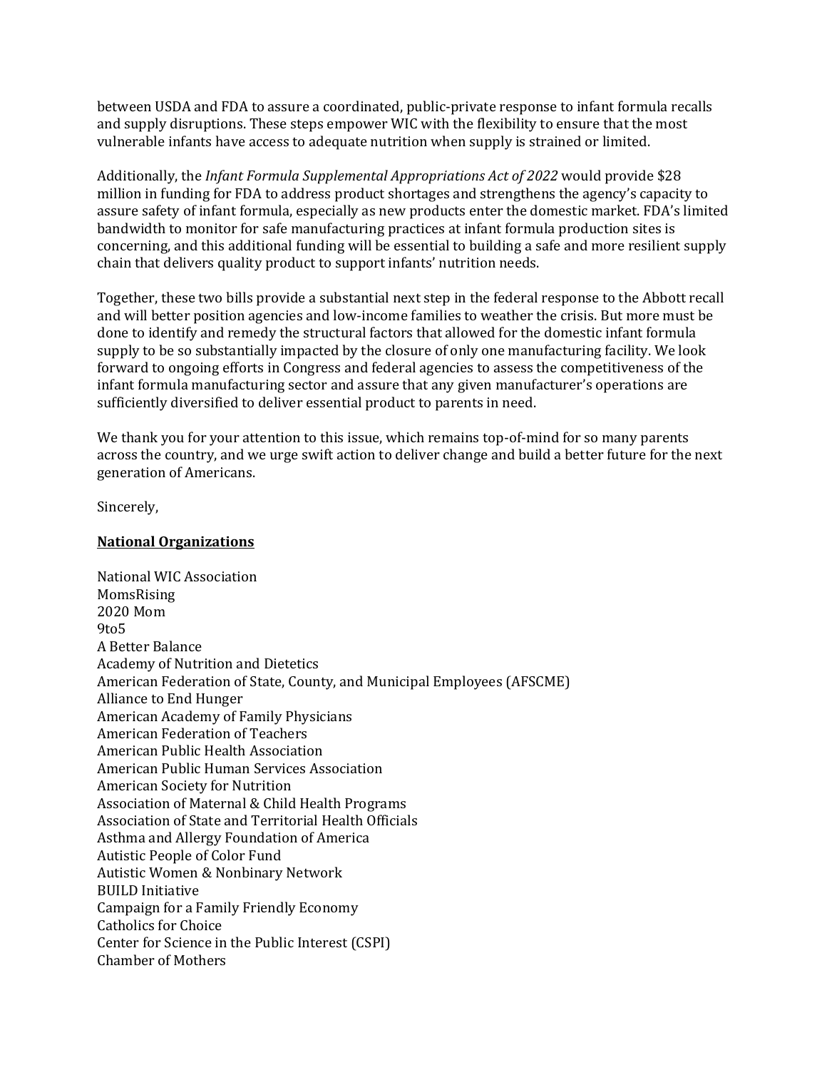between USDA and FDA to assure a coordinated, public-private response to infant formula recalls and supply disruptions. These steps empower WIC with the flexibility to ensure that the most vulnerable infants have access to adequate nutrition when supply is strained or limited.

Additionally, the *Infant Formula Supplemental Appropriations Act of 2022* would provide $28 million in funding for FDA to address product shortages and strengthens the agency's capacity to assure safety of infant formula, especially as new products enter the domestic market. FDA's limited bandwidth to monitor for safe manufacturing practices at infant formula production sites is concerning, and this additional funding will be essential to building a safe and more resilient supply chain that delivers quality product to support infants' nutrition needs.

Together, these two bills provide a substantial next step in the federal response to the Abbott recall and will better position agencies and low-income families to weather the crisis. But more must be done to identify and remedy the structural factors that allowed for the domestic infant formula supply to be so substantially impacted by the closure of only one manufacturing facility. We look forward to ongoing efforts in Congress and federal agencies to assess the competitiveness of the infant formula manufacturing sector and assure that any given manufacturer's operations are sufficiently diversified to deliver essential product to parents in need.

We thank you for your attention to this issue, which remains top-of-mind for so many parents across the country, and we urge swift action to deliver change and build a better future for the next generation of Americans.

Sincerely,

**National Organizations**

National WIC Association
MomsRising
2020 Mom
9to5
A Better Balance
Academy of Nutrition and Dietetics
American Federation of State, County, and Municipal Employees (AFSCME)
Alliance to End Hunger
American Academy of Family Physicians
American Federation of Teachers
American Public Health Association
American Public Human Services Association
American Society for Nutrition
Association of Maternal & Child Health Programs
Association of State and Territorial Health Officials
Asthma and Allergy Foundation of America
Autistic People of Color Fund
Autistic Women & Nonbinary Network
BUILD Initiative
Campaign for a Family Friendly Economy
Catholics for Choice
Center for Science in the Public Interest (CSPI)
Chamber of Mothers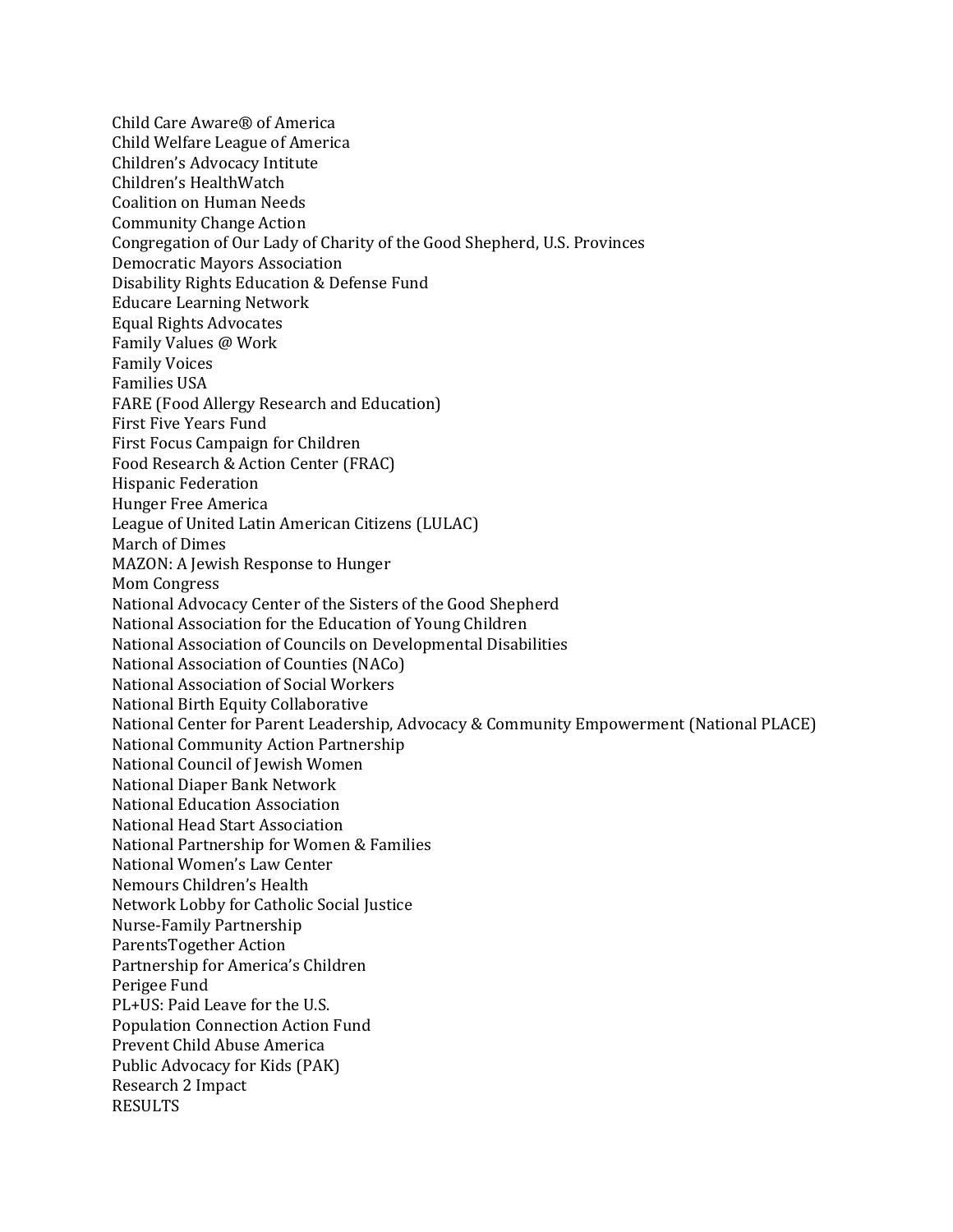Child Care Aware® of America
Child Welfare League of America
Children's Advocacy Intitute
Children's HealthWatch
Coalition on Human Needs
Community Change Action
Congregation of Our Lady of Charity of the Good Shepherd, U.S. Provinces
Democratic Mayors Association
Disability Rights Education & Defense Fund
Educare Learning Network
Equal Rights Advocates
Family Values @ Work
Family Voices
Families USA
FARE (Food Allergy Research and Education)
First Five Years Fund
First Focus Campaign for Children
Food Research & Action Center (FRAC)
Hispanic Federation
Hunger Free America
League of United Latin American Citizens (LULAC)
March of Dimes
MAZON: A Jewish Response to Hunger
Mom Congress
National Advocacy Center of the Sisters of the Good Shepherd
National Association for the Education of Young Children
National Association of Councils on Developmental Disabilities
National Association of Counties (NACo)
National Association of Social Workers
National Birth Equity Collaborative
National Center for Parent Leadership, Advocacy & Community Empowerment (National PLACE)
National Community Action Partnership
National Council of Jewish Women
National Diaper Bank Network
National Education Association
National Head Start Association
National Partnership for Women & Families
National Women's Law Center
Nemours Children's Health
Network Lobby for Catholic Social Justice
Nurse-Family Partnership
ParentsTogether Action
Partnership for America's Children
Perigee Fund
PL+US: Paid Leave for the U.S.
Population Connection Action Fund
Prevent Child Abuse America
Public Advocacy for Kids (PAK)
Research 2 Impact
RESULTS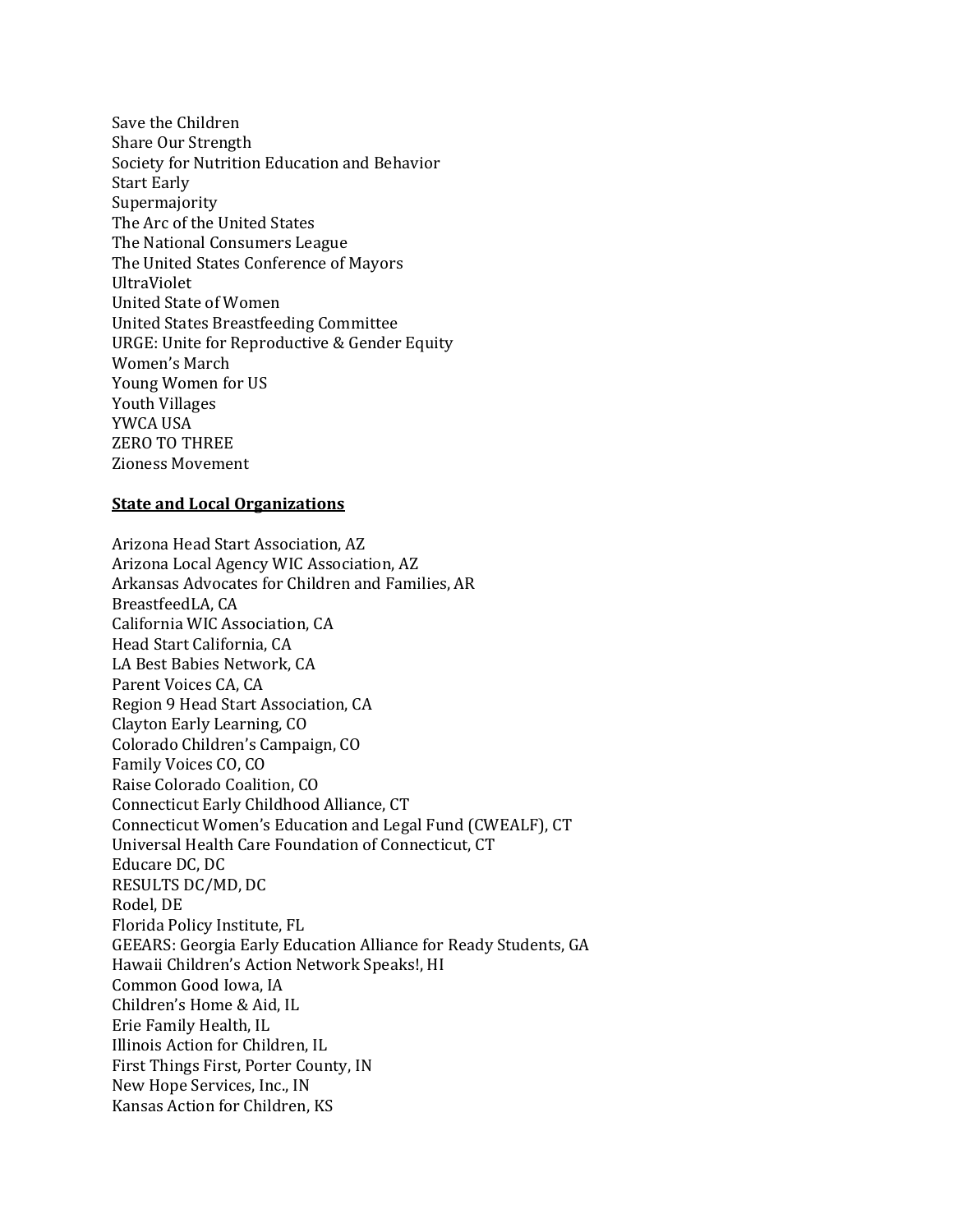Save the Children
Share Our Strength
Society for Nutrition Education and Behavior
Start Early
Supermajority
The Arc of the United States
The National Consumers League
The United States Conference of Mayors
UltraViolet
United State of Women
United States Breastfeeding Committee
URGE: Unite for Reproductive & Gender Equity
Women's March
Young Women for US
Youth Villages
YWCA USA
ZERO TO THREE
Zioness Movement

**State and Local Organizations**

Arizona Head Start Association, AZ
Arizona Local Agency WIC Association, AZ
Arkansas Advocates for Children and Families, AR
BreastfeedLA, CA
California WIC Association, CA
Head Start California, CA
LA Best Babies Network, CA
Parent Voices CA, CA
Region 9 Head Start Association, CA
Clayton Early Learning, CO
Colorado Children's Campaign, CO
Family Voices CO, CO
Raise Colorado Coalition, CO
Connecticut Early Childhood Alliance, CT
Connecticut Women's Education and Legal Fund (CWEALF), CT
Universal Health Care Foundation of Connecticut, CT
Educare DC, DC
RESULTS DC/MD, DC
Rodel, DE
Florida Policy Institute, FL
GEEARS: Georgia Early Education Alliance for Ready Students, GA
Hawaii Children's Action Network Speaks!, HI
Common Good Iowa, IA
Children's Home & Aid, IL
Erie Family Health, IL
Illinois Action for Children, IL
First Things First, Porter County, IN
New Hope Services, Inc., IN
Kansas Action for Children, KS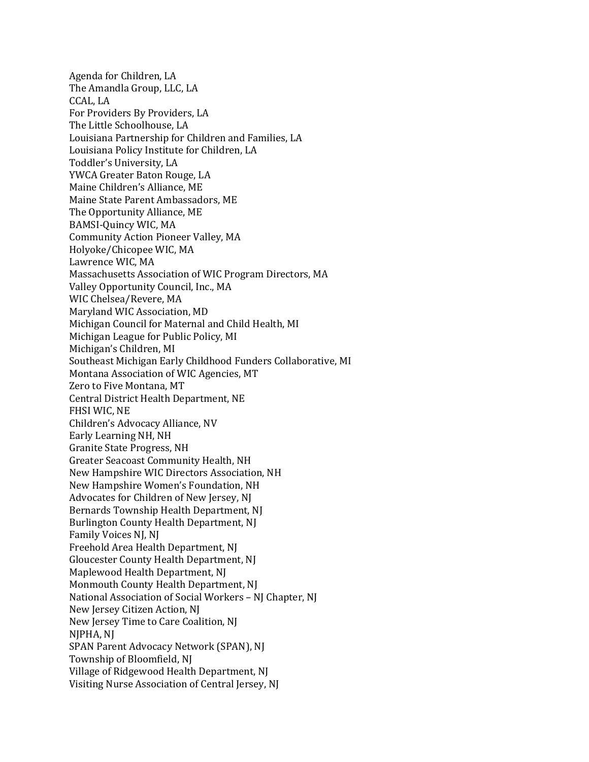Agenda for Children, LA
The Amandla Group, LLC, LA
CCAL, LA
For Providers By Providers, LA
The Little Schoolhouse, LA
Louisiana Partnership for Children and Families, LA
Louisiana Policy Institute for Children, LA
Toddler's University, LA
YWCA Greater Baton Rouge, LA
Maine Children's Alliance, ME
Maine State Parent Ambassadors, ME
The Opportunity Alliance, ME
BAMSI-Quincy WIC, MA
Community Action Pioneer Valley, MA
Holyoke/Chicopee WIC, MA
Lawrence WIC, MA
Massachusetts Association of WIC Program Directors, MA
Valley Opportunity Council, Inc., MA
WIC Chelsea/Revere, MA
Maryland WIC Association, MD
Michigan Council for Maternal and Child Health, MI
Michigan League for Public Policy, MI
Michigan's Children, MI
Southeast Michigan Early Childhood Funders Collaborative, MI
Montana Association of WIC Agencies, MT
Zero to Five Montana, MT
Central District Health Department, NE
FHSI WIC, NE
Children's Advocacy Alliance, NV
Early Learning NH, NH
Granite State Progress, NH
Greater Seacoast Community Health, NH
New Hampshire WIC Directors Association, NH
New Hampshire Women's Foundation, NH
Advocates for Children of New Jersey, NJ
Bernards Township Health Department, NJ
Burlington County Health Department, NJ
Family Voices NJ, NJ
Freehold Area Health Department, NJ
Gloucester County Health Department, NJ
Maplewood Health Department, NJ
Monmouth County Health Department, NJ
National Association of Social Workers – NJ Chapter, NJ
New Jersey Citizen Action, NJ
New Jersey Time to Care Coalition, NJ
NJPHA, NJ
SPAN Parent Advocacy Network (SPAN), NJ
Township of Bloomfield, NJ
Village of Ridgewood Health Department, NJ
Visiting Nurse Association of Central Jersey, NJ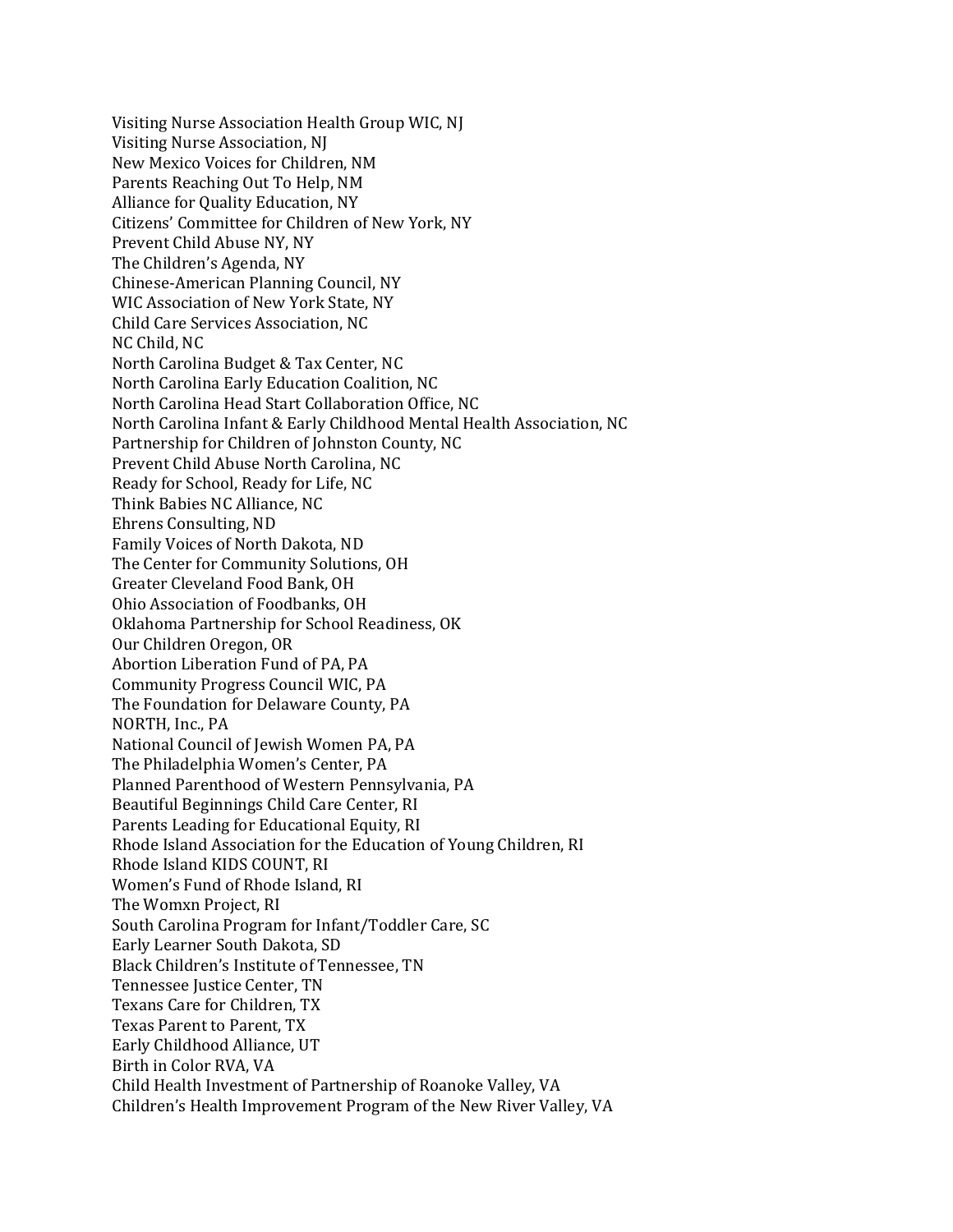Visiting Nurse Association Health Group WIC, NJ
Visiting Nurse Association, NJ
New Mexico Voices for Children, NM
Parents Reaching Out To Help, NM
Alliance for Quality Education, NY
Citizens' Committee for Children of New York, NY
Prevent Child Abuse NY, NY
The Children's Agenda, NY
Chinese-American Planning Council, NY
WIC Association of New York State, NY
Child Care Services Association, NC
NC Child, NC
North Carolina Budget & Tax Center, NC
North Carolina Early Education Coalition, NC
North Carolina Head Start Collaboration Office, NC
North Carolina Infant & Early Childhood Mental Health Association, NC
Partnership for Children of Johnston County, NC
Prevent Child Abuse North Carolina, NC
Ready for School, Ready for Life, NC
Think Babies NC Alliance, NC
Ehrens Consulting, ND
Family Voices of North Dakota, ND
The Center for Community Solutions, OH
Greater Cleveland Food Bank, OH
Ohio Association of Foodbanks, OH
Oklahoma Partnership for School Readiness, OK
Our Children Oregon, OR
Abortion Liberation Fund of PA, PA
Community Progress Council WIC, PA
The Foundation for Delaware County, PA
NORTH, Inc., PA
National Council of Jewish Women PA, PA
The Philadelphia Women's Center, PA
Planned Parenthood of Western Pennsylvania, PA
Beautiful Beginnings Child Care Center, RI
Parents Leading for Educational Equity, RI
Rhode Island Association for the Education of Young Children, RI
Rhode Island KIDS COUNT, RI
Women's Fund of Rhode Island, RI
The Womxn Project, RI
South Carolina Program for Infant/Toddler Care, SC
Early Learner South Dakota, SD
Black Children's Institute of Tennessee, TN
Tennessee Justice Center, TN
Texans Care for Children, TX
Texas Parent to Parent, TX
Early Childhood Alliance, UT
Birth in Color RVA, VA
Child Health Investment of Partnership of Roanoke Valley, VA
Children's Health Improvement Program of the New River Valley, VA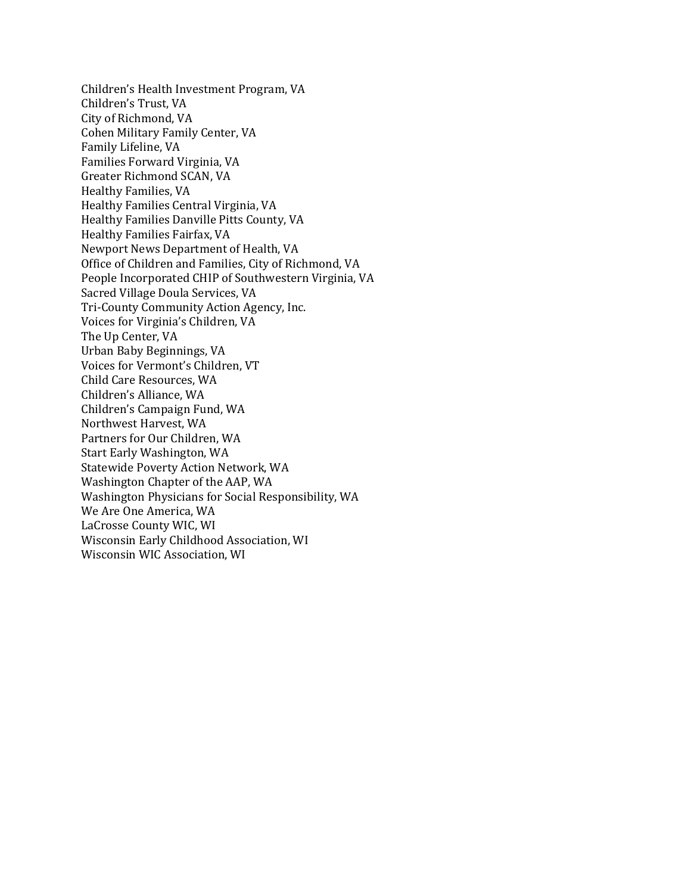Children's Health Investment Program, VA
Children's Trust, VA
City of Richmond, VA
Cohen Military Family Center, VA
Family Lifeline, VA
Families Forward Virginia, VA
Greater Richmond SCAN, VA
Healthy Families, VA
Healthy Families Central Virginia, VA
Healthy Families Danville Pitts County, VA
Healthy Families Fairfax, VA
Newport News Department of Health, VA
Office of Children and Families, City of Richmond, VA
People Incorporated CHIP of Southwestern Virginia, VA
Sacred Village Doula Services, VA
Tri-County Community Action Agency, Inc.
Voices for Virginia's Children, VA
The Up Center, VA
Urban Baby Beginnings, VA
Voices for Vermont's Children, VT
Child Care Resources, WA
Children's Alliance, WA
Children's Campaign Fund, WA
Northwest Harvest, WA
Partners for Our Children, WA
Start Early Washington, WA
Statewide Poverty Action Network, WA
Washington Chapter of the AAP, WA
Washington Physicians for Social Responsibility, WA
We Are One America, WA
LaCrosse County WIC, WI
Wisconsin Early Childhood Association, WI
Wisconsin WIC Association, WI